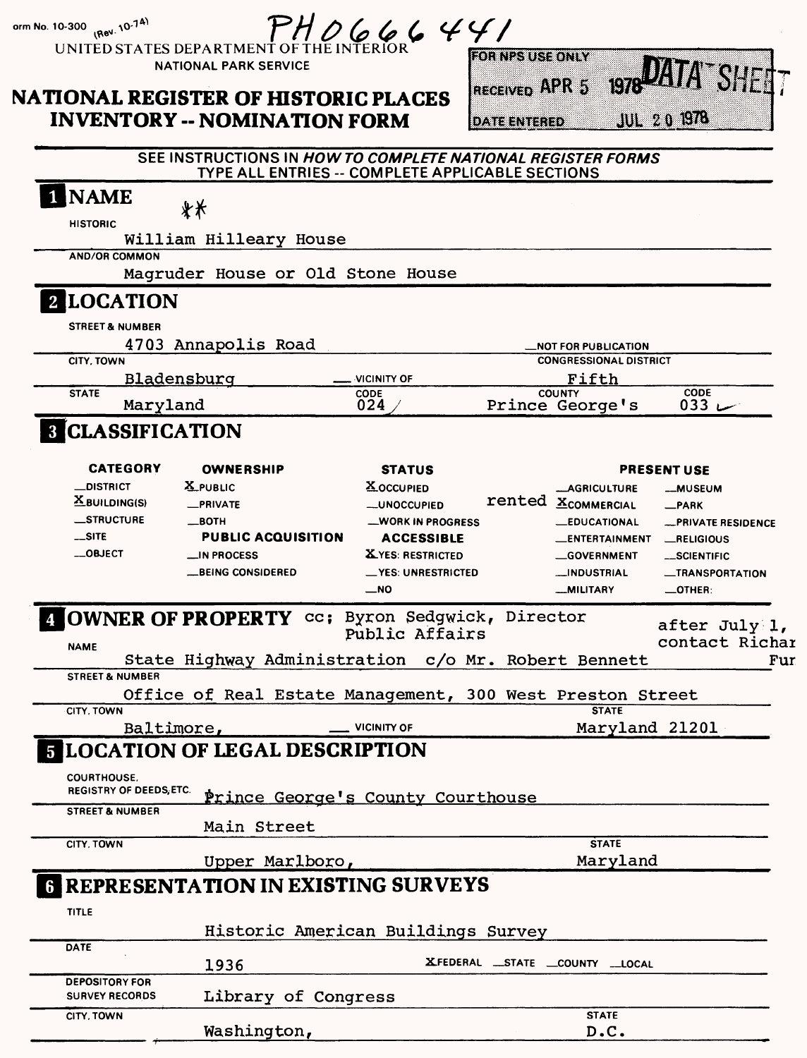Form No. 10-300 (Rev. 10-74)

PH0666441

UNITED STATES DEPARTMENT OF THE INTERIOR
NATIONAL PARK SERVICE

# NATIONAL REGISTER OF HISTORIC PLACES INVENTORY -- NOMINATION FORM

FOR NPS USE ONLY
RECEIVED APR 5 1978 DATA SHEET
DATE ENTERED JUL 20 1978

SEE INSTRUCTIONS IN *HOW TO COMPLETE NATIONAL REGISTER FORMS*
TYPE ALL ENTRIES -- COMPLETE APPLICABLE SECTIONS

## 1 NAME

**

HISTORIC
William Hilleary House

AND/OR COMMON
Magruder House or Old Stone House

## 2 LOCATION

STREET & NUMBER
4703 Annapolis Road

_NOT FOR PUBLICATION

CITY, TOWN
Bladensburg

_VICINITY OF

CONGRESSIONAL DISTRICT
Fifth

STATE
Maryland

CODE
024

COUNTY
Prince George's

CODE
033

## 3 CLASSIFICATION

| CATEGORY | OWNERSHIP | STATUS | PRESENT USE | |
|---|---|---|---|---|
| _DISTRICT | X PUBLIC | X OCCUPIED | _AGRICULTURE | _MUSEUM |
| X BUILDING(S) | _PRIVATE | _UNOCCUPIED | rented X COMMERCIAL | _PARK |
| _STRUCTURE | _BOTH | _WORK IN PROGRESS | _EDUCATIONAL | _PRIVATE RESIDENCE |
| _SITE | **PUBLIC ACQUISITION** | **ACCESSIBLE** | _ENTERTAINMENT | _RELIGIOUS |
| _OBJECT | _IN PROCESS | X YES: RESTRICTED | _GOVERNMENT | _SCIENTIFIC |
| | _BEING CONSIDERED | _YES: UNRESTRICTED | _INDUSTRIAL | _TRANSPORTATION |
| | | _NO | _MILITARY | _OTHER: |

## 4 OWNER OF PROPERTY

cc: Byron Sedgwick, Director Public Affairs

after July 1, contact Richar Fur

NAME
State Highway Administration c/o Mr. Robert Bennett

STREET & NUMBER
Office of Real Estate Management, 300 West Preston Street

CITY, TOWN
Baltimore,

_VICINITY OF

STATE
Maryland 21201

## 5 LOCATION OF LEGAL DESCRIPTION

COURTHOUSE, REGISTRY OF DEEDS, ETC.
Prince George's County Courthouse

STREET & NUMBER
Main Street

CITY, TOWN
Upper Marlboro,

STATE
Maryland

## 6 REPRESENTATION IN EXISTING SURVEYS

TITLE
Historic American Buildings Survey

DATE
1936

X FEDERAL _STATE _COUNTY _LOCAL

DEPOSITORY FOR SURVEY RECORDS
Library of Congress

CITY, TOWN
Washington,

STATE
D.C.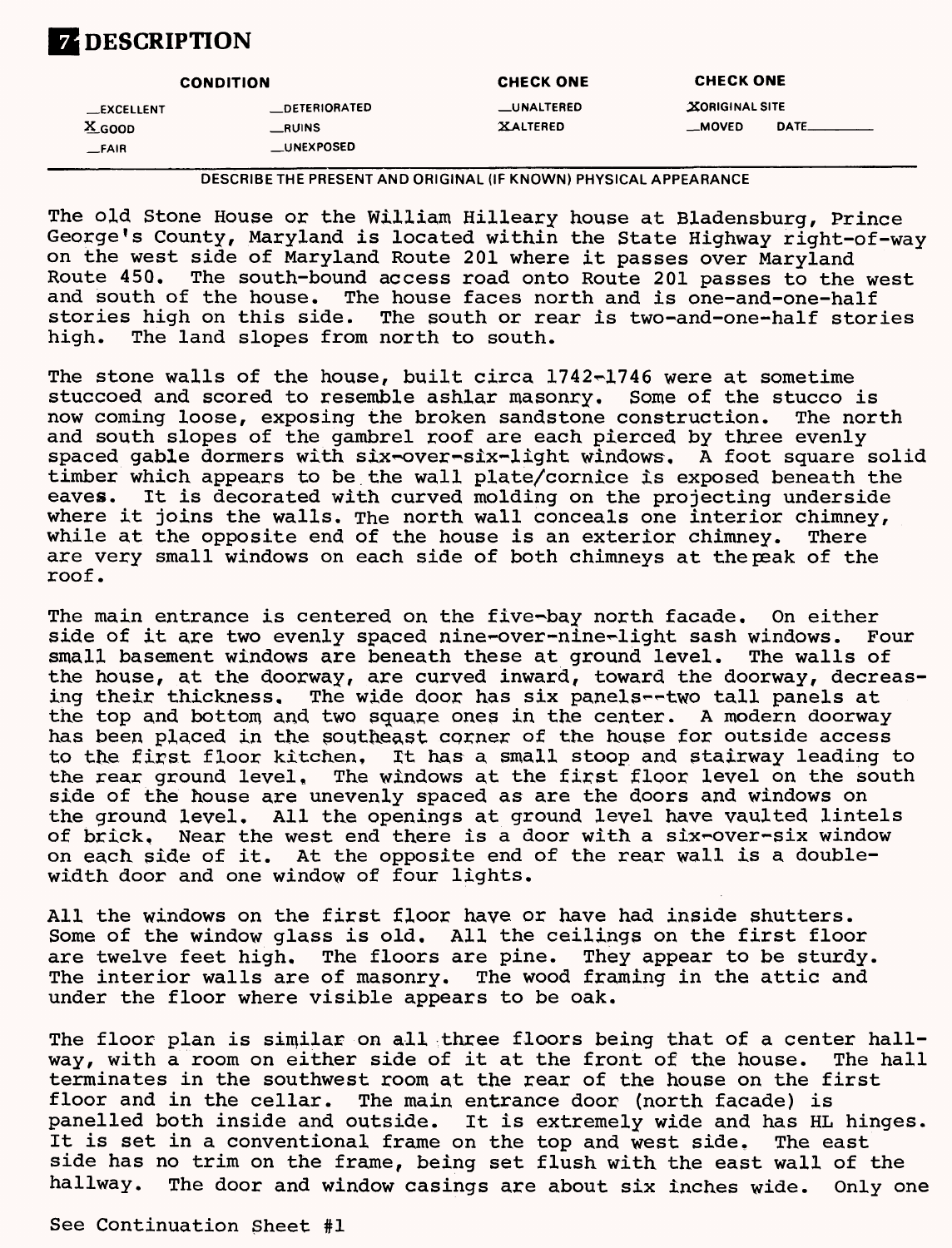## 7 DESCRIPTION

| CONDITION | | CHECK ONE | CHECK ONE |
|---|---|---|---|
| __EXCELLENT | __DETERIORATED | __UNALTERED | X ORIGINAL SITE |
| X GOOD | __RUINS | X ALTERED | __MOVED DATE______ |
| __FAIR | __UNEXPOSED | | |

DESCRIBE THE PRESENT AND ORIGINAL (IF KNOWN) PHYSICAL APPEARANCE

The old Stone House or the William Hilleary house at Bladensburg, Prince George's County, Maryland is located within the State Highway right-of-way on the west side of Maryland Route 201 where it passes over Maryland Route 450. The south-bound access road onto Route 201 passes to the west and south of the house. The house faces north and is one-and-one-half stories high on this side. The south or rear is two-and-one-half stories high. The land slopes from north to south.

The stone walls of the house, built circa 1742-1746 were at sometime stuccoed and scored to resemble ashlar masonry. Some of the stucco is now coming loose, exposing the broken sandstone construction. The north and south slopes of the gambrel roof are each pierced by three evenly spaced gable dormers with six-over-six-light windows. A foot square solid timber which appears to be the wall plate/cornice is exposed beneath the eaves. It is decorated with curved molding on the projecting underside where it joins the walls. The north wall conceals one interior chimney, while at the opposite end of the house is an exterior chimney. There are very small windows on each side of both chimneys at the peak of the roof.

The main entrance is centered on the five-bay north facade. On either side of it are two evenly spaced nine-over-nine-light sash windows. Four small basement windows are beneath these at ground level. The walls of the house, at the doorway, are curved inward, toward the doorway, decreasing their thickness. The wide door has six panels--two tall panels at the top and bottom and two square ones in the center. A modern doorway has been placed in the southeast corner of the house for outside access to the first floor kitchen. It has a small stoop and stairway leading to the rear ground level. The windows at the first floor level on the south side of the house are unevenly spaced as are the doors and windows on the ground level. All the openings at ground level have vaulted lintels of brick. Near the west end there is a door with a six-over-six window on each side of it. At the opposite end of the rear wall is a double-width door and one window of four lights.

All the windows on the first floor have or have had inside shutters. Some of the window glass is old. All the ceilings on the first floor are twelve feet high. The floors are pine. They appear to be sturdy. The interior walls are of masonry. The wood framing in the attic and under the floor where visible appears to be oak.

The floor plan is similar on all three floors being that of a center hallway, with a room on either side of it at the front of the house. The hall terminates in the southwest room at the rear of the house on the first floor and in the cellar. The main entrance door (north facade) is panelled both inside and outside. It is extremely wide and has HL hinges. It is set in a conventional frame on the top and west side. The east side has no trim on the frame, being set flush with the east wall of the hallway. The door and window casings are about six inches wide. Only one

See Continuation Sheet #1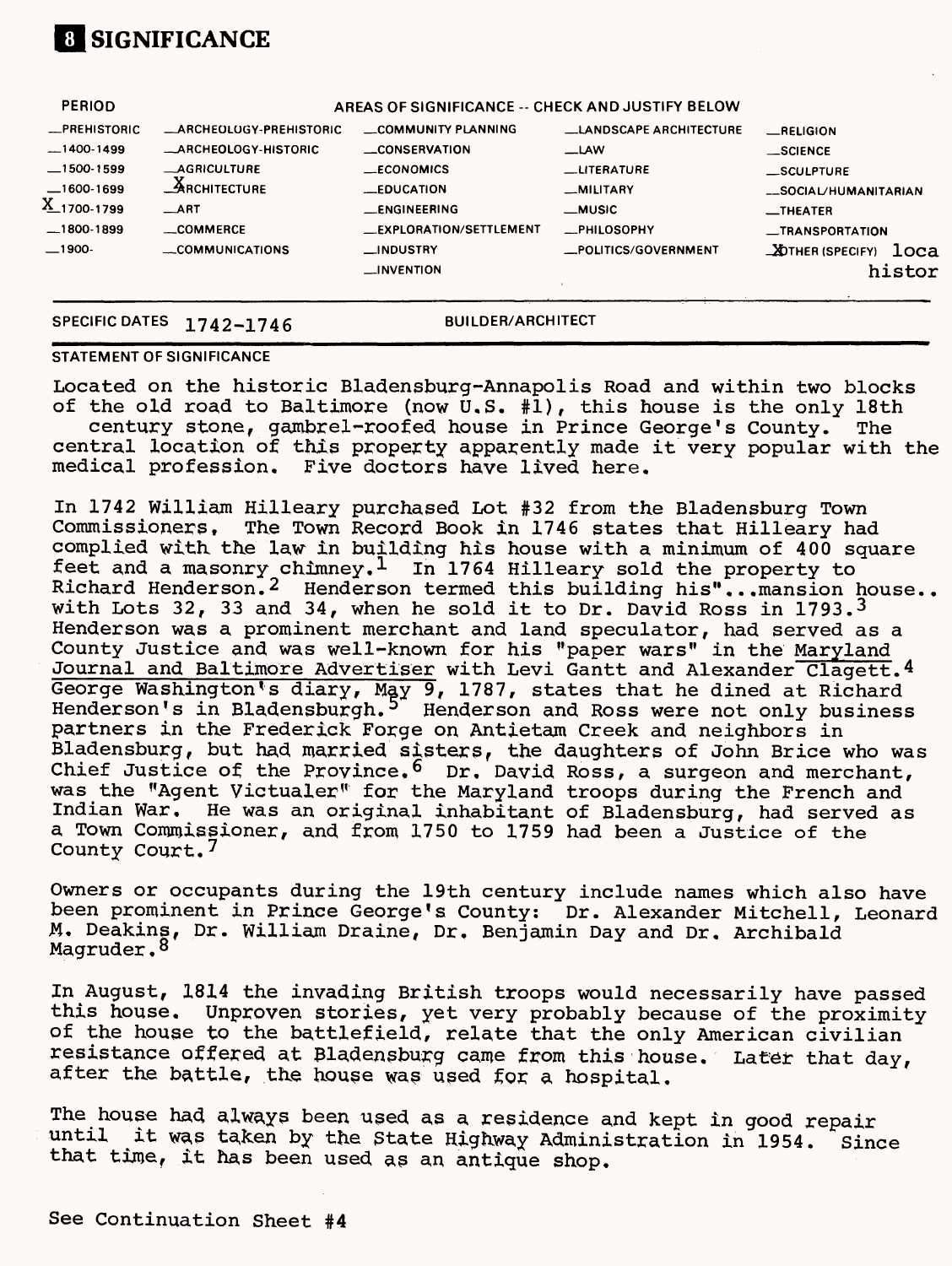# 8 SIGNIFICANCE

| PERIOD | AREAS OF SIGNIFICANCE -- CHECK AND JUSTIFY BELOW | | | |
|---|---|---|---|---|
| __PREHISTORIC | __ARCHEOLOGY-PREHISTORIC | __COMMUNITY PLANNING | __LANDSCAPE ARCHITECTURE | __RELIGION |
| __1400-1499 | __ARCHEOLOGY-HISTORIC | __CONSERVATION | __LAW | __SCIENCE |
| __1500-1599 | __AGRICULTURE | __ECONOMICS | __LITERATURE | __SCULPTURE |
| __1600-1699 | _X_ARCHITECTURE | __EDUCATION | __MILITARY | __SOCIAL/HUMANITARIAN |
| _X_1700-1799 | __ART | __ENGINEERING | __MUSIC | __THEATER |
| __1800-1899 | __COMMERCE | __EXPLORATION/SETTLEMENT | __PHILOSOPHY | __TRANSPORTATION |
| __1900- | __COMMUNICATIONS | __INDUSTRY | __POLITICS/GOVERNMENT | _X_OTHER (SPECIFY) local history |
| | | __INVENTION | | |

SPECIFIC DATES 1742-1746 BUILDER/ARCHITECT

**STATEMENT OF SIGNIFICANCE**

Located on the historic Bladensburg-Annapolis Road and within two blocks of the old road to Baltimore (now U.S. #1), this house is the only 18th century stone, gambrel-roofed house in Prince George's County. The central location of this property apparently made it very popular with the medical profession. Five doctors have lived here.

In 1742 William Hilleary purchased Lot #32 from the Bladensburg Town Commissioners. The Town Record Book in 1746 states that Hilleary had complied with the law in building his house with a minimum of 400 square feet and a masonry chimney.[1] In 1764 Hilleary sold the property to Richard Henderson.[2] Henderson termed this building his"...mansion house.. with Lots 32, 33 and 34, when he sold it to Dr. David Ross in 1793.[3] Henderson was a prominent merchant and land speculator, had served as a County Justice and was well-known for his "paper wars" in the Maryland Journal and Baltimore Advertiser with Levi Gantt and Alexander Clagett.[4] George Washington's diary, May 9, 1787, states that he dined at Richard Henderson's in Bladensburgh.[5] Henderson and Ross were not only business partners in the Frederick Forge on Antietam Creek and neighbors in Bladensburg, but had married sisters, the daughters of John Brice who was Chief Justice of the Province.[6] Dr. David Ross, a surgeon and merchant, was the "Agent Victualer" for the Maryland troops during the French and Indian War. He was an original inhabitant of Bladensburg, had served as a Town Commissioner, and from 1750 to 1759 had been a Justice of the County Court.[7]

Owners or occupants during the 19th century include names which also have been prominent in Prince George's County: Dr. Alexander Mitchell, Leonard M. Deakins, Dr. William Draine, Dr. Benjamin Day and Dr. Archibald Magruder.[8]

In August, 1814 the invading British troops would necessarily have passed this house. Unproven stories, yet very probably because of the proximity of the house to the battlefield, relate that the only American civilian resistance offered at Bladensburg came from this house. Later that day, after the battle, the house was used for a hospital.

The house had always been used as a residence and kept in good repair until it was taken by the State Highway Administration in 1954. Since that time, it has been used as an antique shop.

See Continuation Sheet #4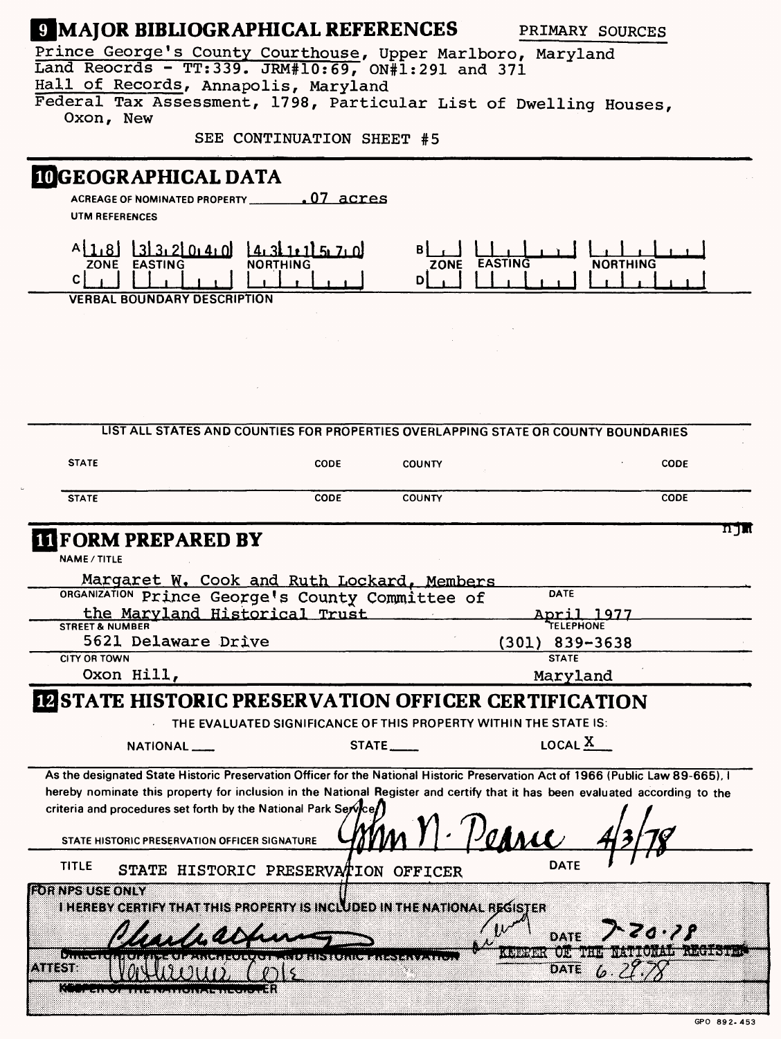## 9 MAJOR BIBLIOGRAPHICAL REFERENCES

PRIMARY SOURCES

Prince George's County Courthouse, Upper Marlboro, Maryland
Land Reocrds - TT:339. JRM#10:69, ON#1:291 and 371
Hall of Records, Annapolis, Maryland
Federal Tax Assessment, 1798, Particular List of Dwelling Houses, Oxon, New

SEE CONTINUATION SHEET #5

## 10 GEOGRAPHICAL DATA

ACREAGE OF NOMINATED PROPERTY .07 acres

UTM REFERENCES

| | ZONE | EASTING | NORTHING | | ZONE | EASTING | NORTHING |
|---|---|---|---|---|---|---|---|
| A | 18 | 332040 | 4311570 | B | | | |
| C | | | | D | | | |

VERBAL BOUNDARY DESCRIPTION

LIST ALL STATES AND COUNTIES FOR PROPERTIES OVERLAPPING STATE OR COUNTY BOUNDARIES

| STATE | CODE | COUNTY | CODE |
|---|---|---|---|
| STATE | CODE | COUNTY | CODE |

## 11 FORM PREPARED BY

NAME / TITLE
Margaret W. Cook and Ruth Lockard, Members

ORGANIZATION Prince George's County Committee of the Maryland Historical Trust

DATE April 1977

STREET & NUMBER 5621 Delaware Drive

TELEPHONE (301) 839-3638

CITY OR TOWN Oxon Hill,

STATE Maryland

## 12 STATE HISTORIC PRESERVATION OFFICER CERTIFICATION

THE EVALUATED SIGNIFICANCE OF THIS PROPERTY WITHIN THE STATE IS:

NATIONAL ___ STATE ___ LOCAL X

As the designated State Historic Preservation Officer for the National Historic Preservation Act of 1966 (Public Law 89-665), I hereby nominate this property for inclusion in the National Register and certify that it has been evaluated according to the criteria and procedures set forth by the National Park Service.

STATE HISTORIC PRESERVATION OFFICER SIGNATURE John N. Pearce 4/3/78

TITLE STATE HISTORIC PRESERVATION OFFICER

DATE

FOR NPS USE ONLY

I HEREBY CERTIFY THAT THIS PROPERTY IS INCLUDED IN THE NATIONAL REGISTER

~~DIRECTOR, OFFICE OF ARCHEOLOGY AND HISTORIC PRESERVATION~~ KEEPER OF THE NATIONAL REGISTER

DATE 7-20-78

ATTEST: Catherine Cole

~~KEEPER OF THE NATIONAL REGISTER~~

DATE 6.29.78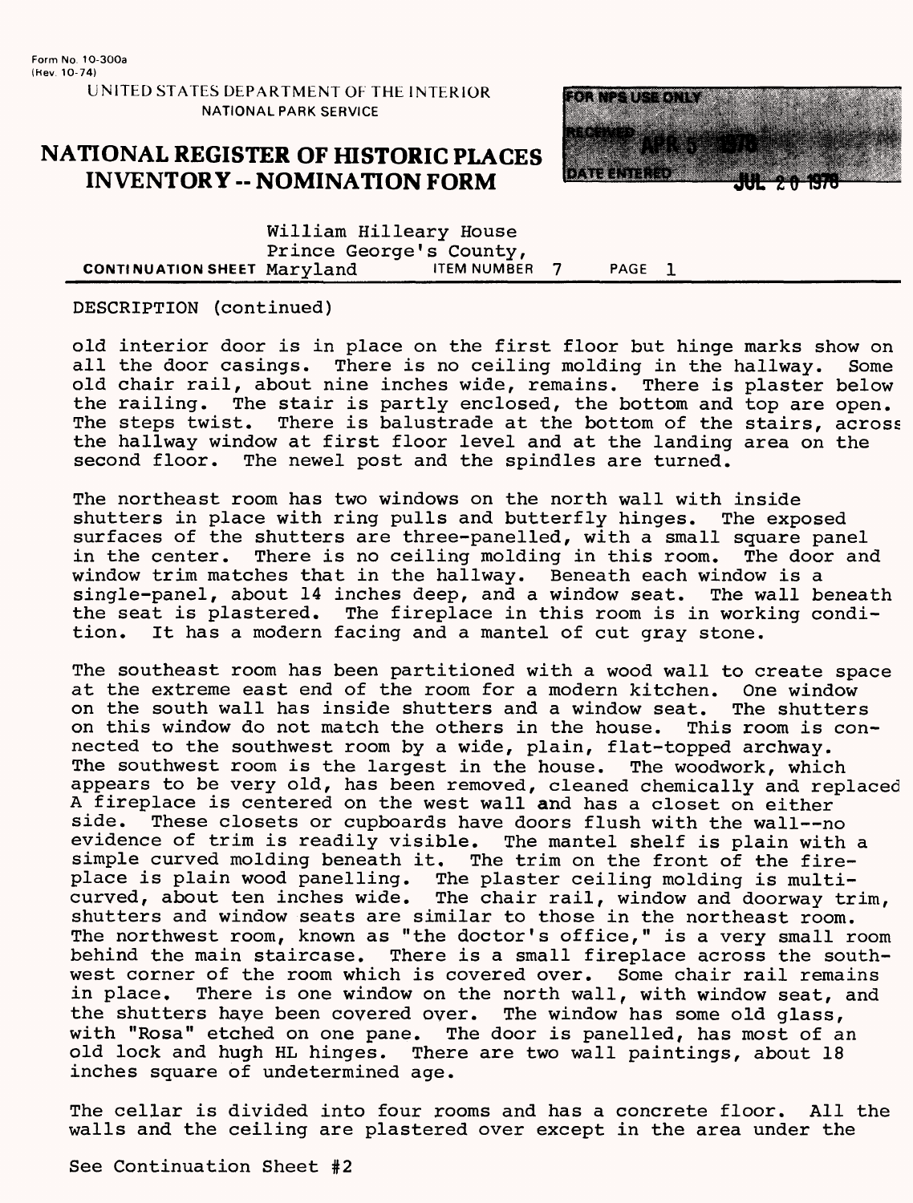Form No. 10-300a
(Rev. 10-74)

UNITED STATES DEPARTMENT OF THE INTERIOR
NATIONAL PARK SERVICE

# NATIONAL REGISTER OF HISTORIC PLACES INVENTORY -- NOMINATION FORM

FOR NPS USE ONLY
RECEIVED APR 5 1978
DATE ENTERED JUL 20 1978

William Hilleary House
Prince George's County,
**CONTINUATION SHEET** Maryland   ITEM NUMBER 7   PAGE 1

DESCRIPTION (continued)

old interior door is in place on the first floor but hinge marks show on all the door casings. There is no ceiling molding in the hallway. Some old chair rail, about nine inches wide, remains. There is plaster below the railing. The stair is partly enclosed, the bottom and top are open. The steps twist. There is balustrade at the bottom of the stairs, across the hallway window at first floor level and at the landing area on the second floor. The newel post and the spindles are turned.

The northeast room has two windows on the north wall with inside shutters in place with ring pulls and butterfly hinges. The exposed surfaces of the shutters are three-panelled, with a small square panel in the center. There is no ceiling molding in this room. The door and window trim matches that in the hallway. Beneath each window is a single-panel, about 14 inches deep, and a window seat. The wall beneath the seat is plastered. The fireplace in this room is in working condition. It has a modern facing and a mantel of cut gray stone.

The southeast room has been partitioned with a wood wall to create space at the extreme east end of the room for a modern kitchen. One window on the south wall has inside shutters and a window seat. The shutters on this window do not match the others in the house. This room is connected to the southwest room by a wide, plain, flat-topped archway. The southwest room is the largest in the house. The woodwork, which appears to be very old, has been removed, cleaned chemically and replaced A fireplace is centered on the west wall and has a closet on either side. These closets or cupboards have doors flush with the wall--no evidence of trim is readily visible. The mantel shelf is plain with a simple curved molding beneath it. The trim on the front of the fireplace is plain wood panelling. The plaster ceiling molding is multi-curved, about ten inches wide. The chair rail, window and doorway trim, shutters and window seats are similar to those in the northeast room. The northwest room, known as "the doctor's office," is a very small room behind the main staircase. There is a small fireplace across the southwest corner of the room which is covered over. Some chair rail remains in place. There is one window on the north wall, with window seat, and the shutters have been covered over. The window has some old glass, with "Rosa" etched on one pane. The door is panelled, has most of an old lock and hugh HL hinges. There are two wall paintings, about 18 inches square of undetermined age.

The cellar is divided into four rooms and has a concrete floor. All the walls and the ceiling are plastered over except in the area under the

See Continuation Sheet #2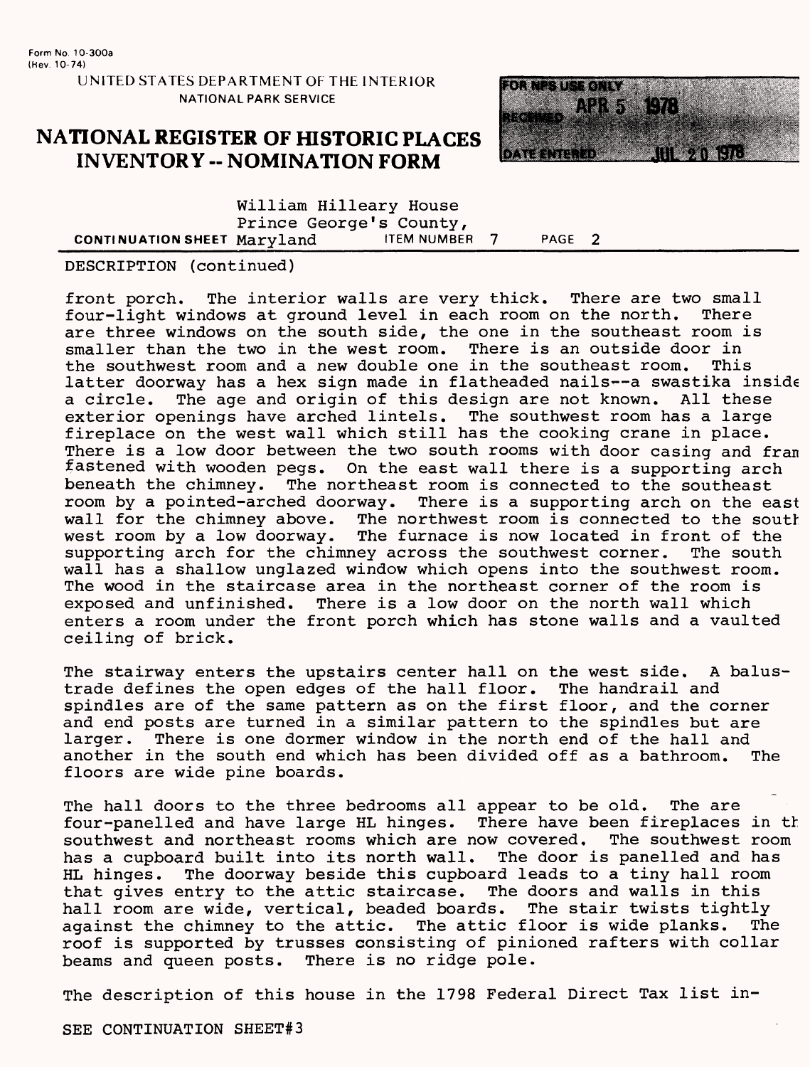Form No. 10-300a
(Rev. 10-74)

UNITED STATES DEPARTMENT OF THE INTERIOR
NATIONAL PARK SERVICE

# NATIONAL REGISTER OF HISTORIC PLACES INVENTORY -- NOMINATION FORM

FOR NPS USE ONLY
RECEIVED APR 5 1978
DATE ENTERED JUL 20 1978

William Hilleary House
Prince George's County,
**CONTINUATION SHEET** Maryland **ITEM NUMBER** 7 **PAGE** 2

DESCRIPTION (continued)

front porch. The interior walls are very thick. There are two small four-light windows at ground level in each room on the north. There are three windows on the south side, the one in the southeast room is smaller than the two in the west room. There is an outside door in the southwest room and a new double one in the southeast room. This latter doorway has a hex sign made in flatheaded nails--a swastika inside a circle. The age and origin of this design are not known. All these exterior openings have arched lintels. The southwest room has a large fireplace on the west wall which still has the cooking crane in place. There is a low door between the two south rooms with door casing and fram fastened with wooden pegs. On the east wall there is a supporting arch beneath the chimney. The northeast room is connected to the southeast room by a pointed-arched doorway. There is a supporting arch on the east wall for the chimney above. The northwest room is connected to the south west room by a low doorway. The furnace is now located in front of the supporting arch for the chimney across the southwest corner. The south wall has a shallow unglazed window which opens into the southwest room. The wood in the staircase area in the northeast corner of the room is exposed and unfinished. There is a low door on the north wall which enters a room under the front porch which has stone walls and a vaulted ceiling of brick.

The stairway enters the upstairs center hall on the west side. A balustrade defines the open edges of the hall floor. The handrail and spindles are of the same pattern as on the first floor, and the corner and end posts are turned in a similar pattern to the spindles but are larger. There is one dormer window in the north end of the hall and another in the south end which has been divided off as a bathroom. The floors are wide pine boards.

The hall doors to the three bedrooms all appear to be old. The are four-panelled and have large HL hinges. There have been fireplaces in th southwest and northeast rooms which are now covered. The southwest room has a cupboard built into its north wall. The door is panelled and has HL hinges. The doorway beside this cupboard leads to a tiny hall room that gives entry to the attic staircase. The doors and walls in this hall room are wide, vertical, beaded boards. The stair twists tightly against the chimney to the attic. The attic floor is wide planks. The roof is supported by trusses consisting of pinioned rafters with collar beams and queen posts. There is no ridge pole.

The description of this house in the 1798 Federal Direct Tax list in-

SEE CONTINUATION SHEET#3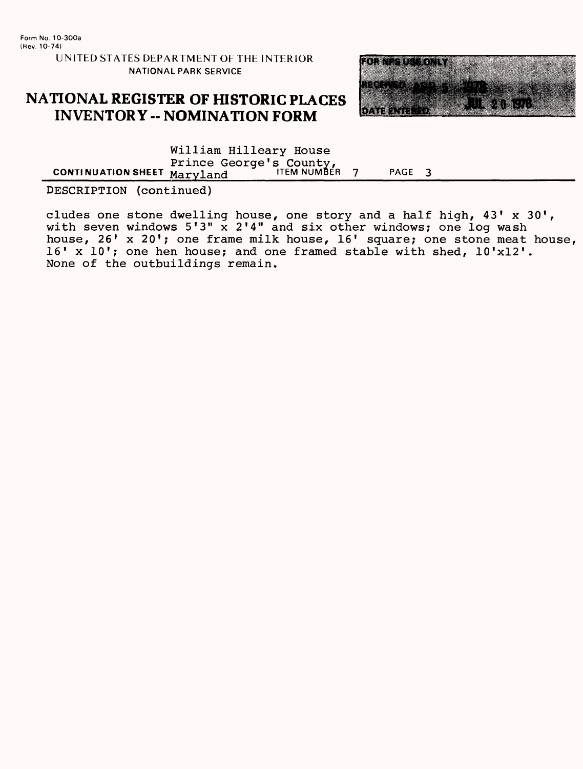Form No. 10-300a
(Rev. 10-74)

UNITED STATES DEPARTMENT OF THE INTERIOR
NATIONAL PARK SERVICE

# NATIONAL REGISTER OF HISTORIC PLACES INVENTORY -- NOMINATION FORM

FOR NPS USE ONLY

RECEIVED APR 5 1978

DATE ENTERED JUL 20 1978

CONTINUATION SHEET William Hilleary House Prince George's County, Maryland ITEM NUMBER 7 PAGE 3

DESCRIPTION (continued)

cludes one stone dwelling house, one story and a half high, 43' x 30', with seven windows 5'3" x 2'4" and six other windows; one log wash house, 26' x 20'; one frame milk house, 16' square; one stone meat house, 16' x 10'; one hen house; and one framed stable with shed, 10'x12'. None of the outbuildings remain.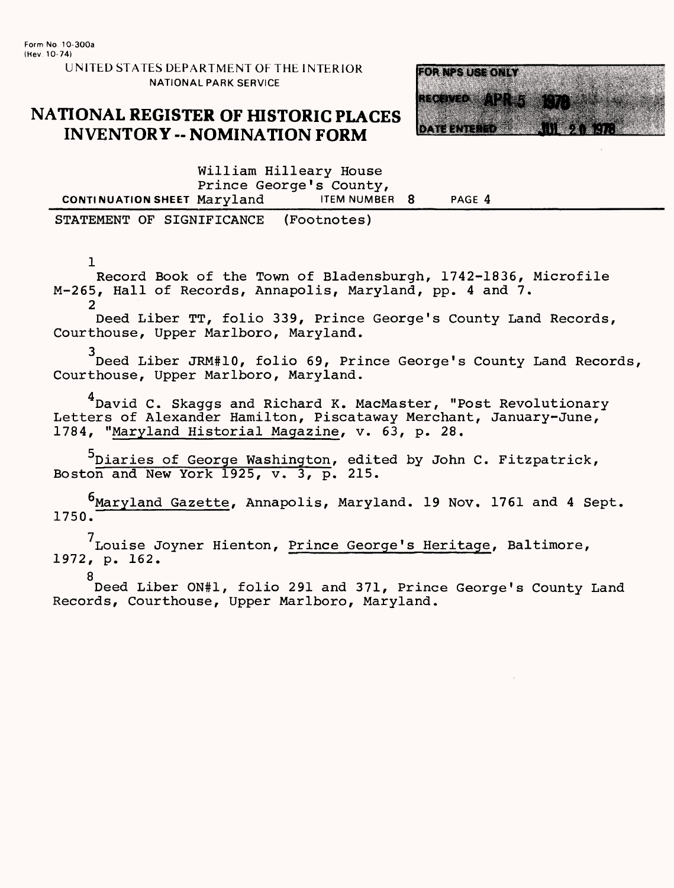Form No. 10-300a
(Rev. 10-74)

UNITED STATES DEPARTMENT OF THE INTERIOR
NATIONAL PARK SERVICE

# NATIONAL REGISTER OF HISTORIC PLACES INVENTORY -- NOMINATION FORM

FOR NPS USE ONLY
RECEIVED APR 5 1978
DATE ENTERED JUL 20 1978

CONTINUATION SHEET William Hilleary House, Prince George's County, Maryland — ITEM NUMBER 8 — PAGE 4

STATEMENT OF SIGNIFICANCE (Footnotes)

[1] Record Book of the Town of Bladensburgh, 1742-1836, Microfile M-265, Hall of Records, Annapolis, Maryland, pp. 4 and 7.

[2] Deed Liber TT, folio 339, Prince George's County Land Records, Courthouse, Upper Marlboro, Maryland.

[3] Deed Liber JRM#10, folio 69, Prince George's County Land Records, Courthouse, Upper Marlboro, Maryland.

[4] David C. Skaggs and Richard K. MacMaster, "Post Revolutionary Letters of Alexander Hamilton, Piscataway Merchant, January-June, 1784, "Maryland Historial Magazine, v. 63, p. 28.

[5] Diaries of George Washington, edited by John C. Fitzpatrick, Boston and New York 1925, v. 3, p. 215.

[6] Maryland Gazette, Annapolis, Maryland. 19 Nov. 1761 and 4 Sept. 1750.

[7] Louise Joyner Hienton, Prince George's Heritage, Baltimore, 1972, p. 162.

[8] Deed Liber ON#1, folio 291 and 371, Prince George's County Land Records, Courthouse, Upper Marlboro, Maryland.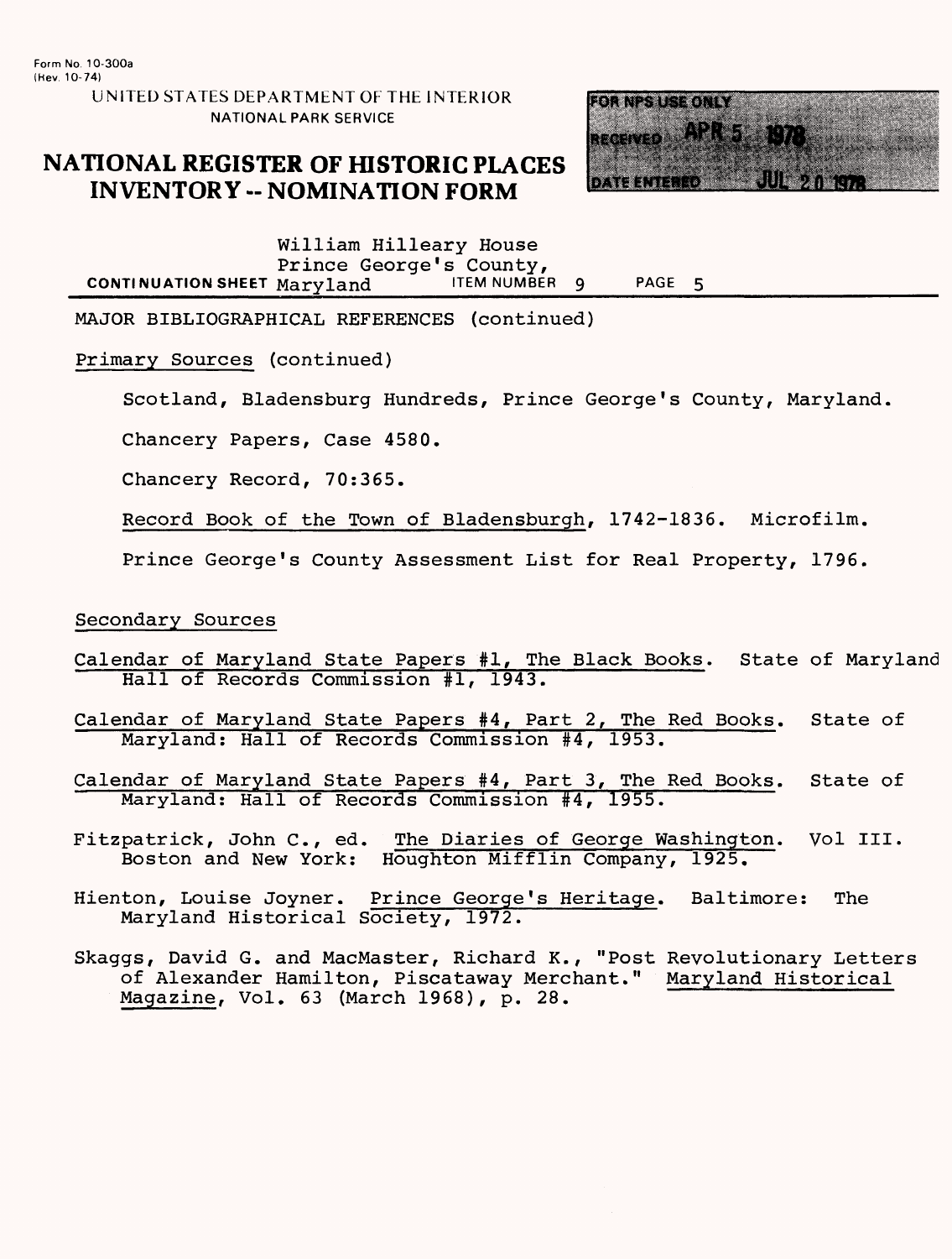Form No. 10-300a
(Rev. 10-74)

UNITED STATES DEPARTMENT OF THE INTERIOR
NATIONAL PARK SERVICE

# NATIONAL REGISTER OF HISTORIC PLACES INVENTORY -- NOMINATION FORM

FOR NPS USE ONLY
RECEIVED APR 5 1978
DATE ENTERED JUL 20 1978

CONTINUATION SHEET William Hilleary House, Prince George's County, Maryland — ITEM NUMBER 9 — PAGE 5

MAJOR BIBLIOGRAPHICAL REFERENCES (continued)

Primary Sources (continued)

Scotland, Bladensburg Hundreds, Prince George's County, Maryland.

Chancery Papers, Case 4580.

Chancery Record, 70:365.

*Record Book of the Town of Bladensburgh*, 1742-1836. Microfilm.

Prince George's County Assessment List for Real Property, 1796.

Secondary Sources

*Calendar of Maryland State Papers #1, The Black Books*. State of Maryland Hall of Records Commission #1, 1943.

*Calendar of Maryland State Papers #4, Part 2, The Red Books*. State of Maryland: Hall of Records Commission #4, 1953.

*Calendar of Maryland State Papers #4, Part 3, The Red Books*. State of Maryland: Hall of Records Commission #4, 1955.

Fitzpatrick, John C., ed. *The Diaries of George Washington*. Vol III. Boston and New York: Houghton Mifflin Company, 1925.

Hienton, Louise Joyner. *Prince George's Heritage*. Baltimore: The Maryland Historical Society, 1972.

Skaggs, David G. and MacMaster, Richard K., "Post Revolutionary Letters of Alexander Hamilton, Piscataway Merchant." *Maryland Historical Magazine*, Vol. 63 (March 1968), p. 28.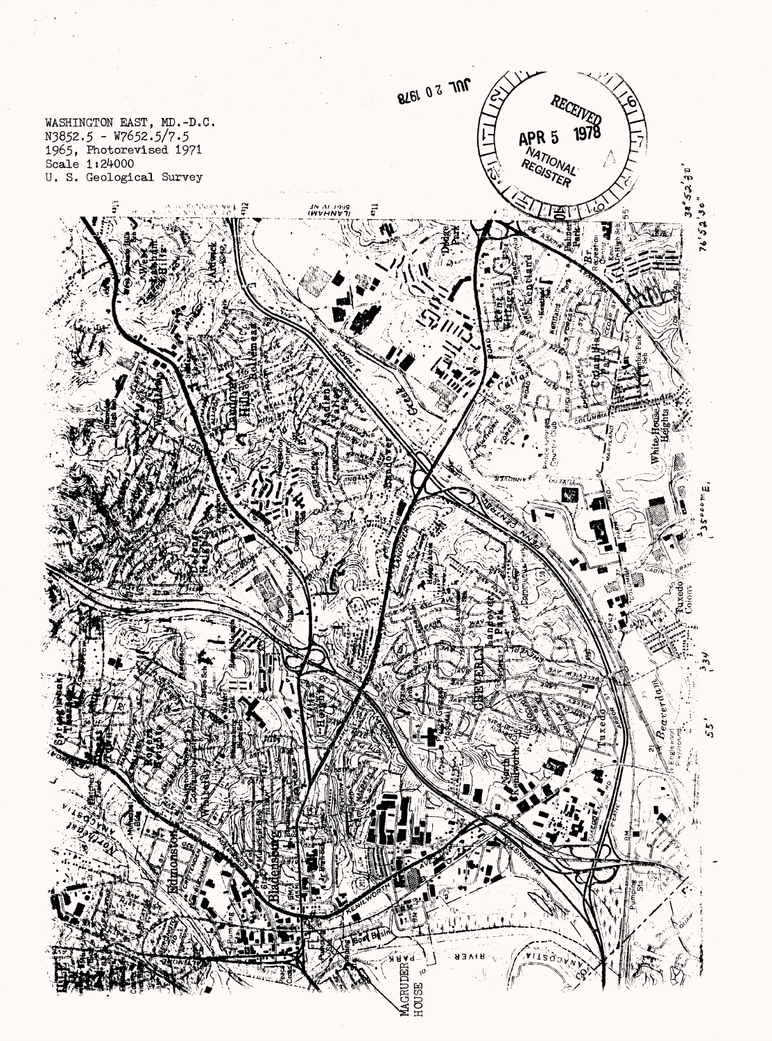WASHINGTON EAST, MD.-D.C.
N3852.5 - W7652.5/7.5
1965, Photorevised 1971
Scale 1:24000
U. S. Geological Survey

JUL 20 1978

RECEIVED
APR 5 1978
NATIONAL REGISTER

MAGRUDER HOUSE

38°52'30"
76°52'30"
335000m E.